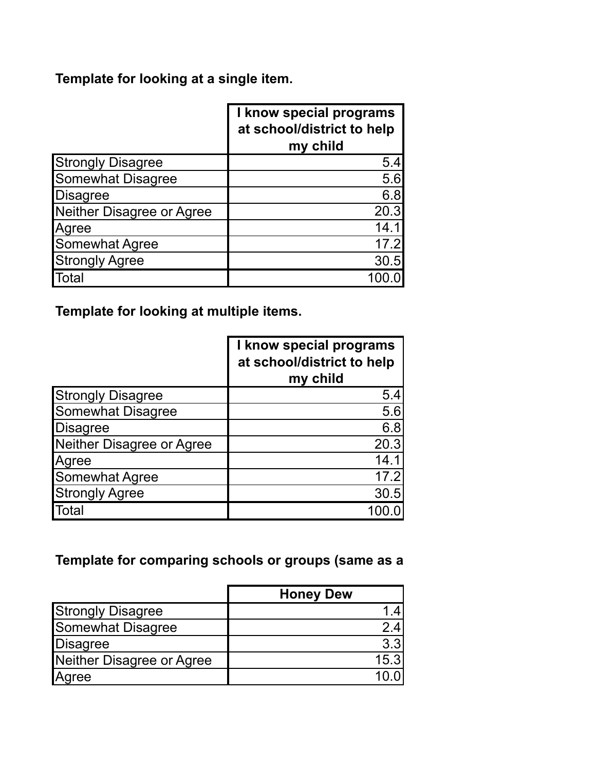**Template for looking at a single item.**

| | I know special programs at school/district to help my child |
|---|---|
| Strongly Disagree | 5.4 |
| Somewhat Disagree | 5.6 |
| Disagree | 6.8 |
| Neither Disagree or Agree | 20.3 |
| Agree | 14.1 |
| Somewhat Agree | 17.2 |
| Strongly Agree | 30.5 |
| Total | 100.0 |

**Template for looking at multiple items.**

| | I know special programs at school/district to help my child |
|---|---|
| Strongly Disagree | 5.4 |
| Somewhat Disagree | 5.6 |
| Disagree | 6.8 |
| Neither Disagree or Agree | 20.3 |
| Agree | 14.1 |
| Somewhat Agree | 17.2 |
| Strongly Agree | 30.5 |
| Total | 100.0 |

**Template for comparing schools or groups (same as a**

| | Honey Dew |
|---|---|
| Strongly Disagree | 1.4 |
| Somewhat Disagree | 2.4 |
| Disagree | 3.3 |
| Neither Disagree or Agree | 15.3 |
| Agree | 10.0 |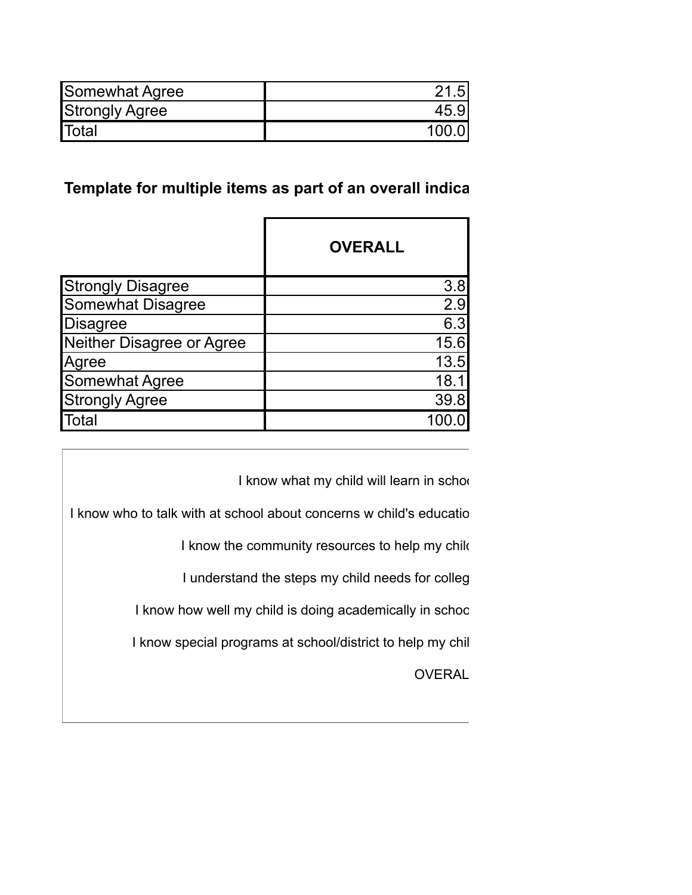| | |
|---|---|
| Somewhat Agree | 21.5 |
| Strongly Agree | 45.9 |
| Total | 100.0 |

**Template for multiple items as part of an overall indica**

| | OVERALL |
|---|---|
| Strongly Disagree | 3.8 |
| Somewhat Disagree | 2.9 |
| Disagree | 6.3 |
| Neither Disagree or Agree | 15.6 |
| Agree | 13.5 |
| Somewhat Agree | 18.1 |
| Strongly Agree | 39.8 |
| Total | 100.0 |

I know what my child will learn in schoo

I know who to talk with at school about concerns w child's educatio

I know the community resources to help my chil

I understand the steps my child needs for colleg

I know how well my child is doing academically in schoo

I know special programs at school/district to help my chil

OVERAL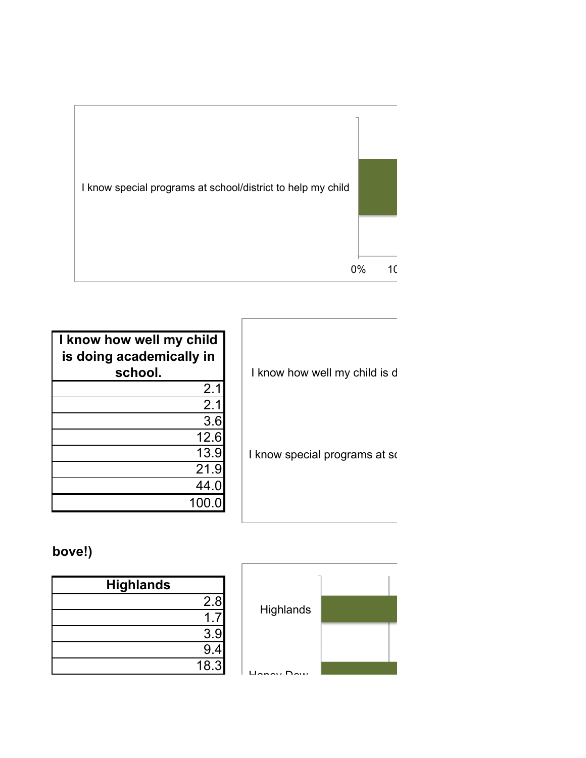I know special programs at school/district to help my child

0% 10

| I know how well my child is doing academically in school. |
|---:|
| 2.1 |
| 2.1 |
| 3.6 |
| 12.6 |
| 13.9 |
| 21.9 |
| 44.0 |
| 100.0 |

I know how well my child is d

I know special programs at sc

**bove!)**

| Highlands |
|---:|
| 2.8 |
| 1.7 |
| 3.9 |
| 9.4 |
| 18.3 |

Highlands

Honey Dew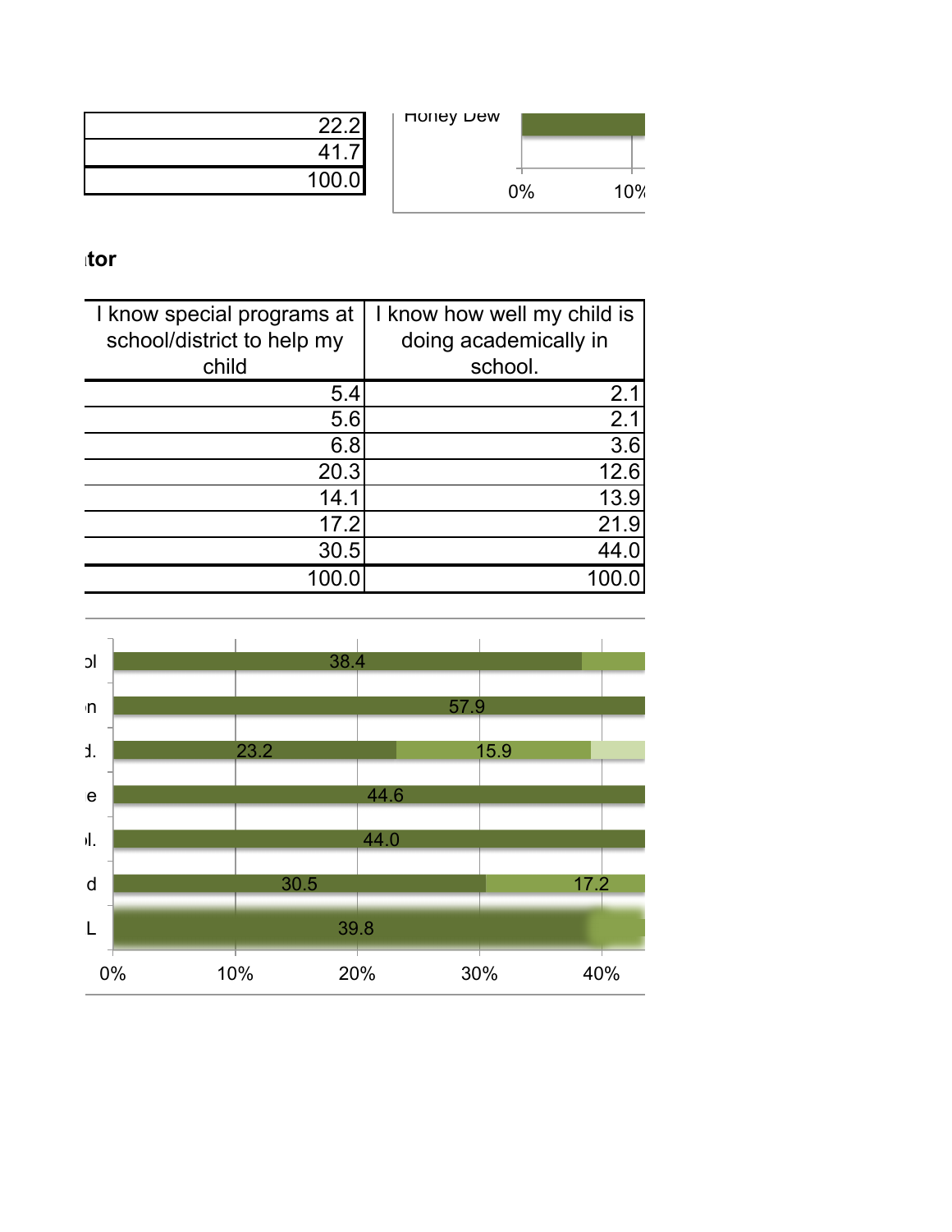| |
|---|
| 22.2 |
| 41.7 |
| 100.0 |

Honey Dew

0% 10%

**tor**

| I know special programs at school/district to help my child | I know how well my child is doing academically in school. |
|---|---|
| 5.4 | 2.1 |
| 5.6 | 2.1 |
| 6.8 | 3.6 |
| 20.3 | 12.6 |
| 14.1 | 13.9 |
| 17.2 | 21.9 |
| 30.5 | 44.0 |
| 100.0 | 100.0 |

| | | | |
|---|---|---|---|
| ol | 38.4 | | |
| n | 57.9 | | |
| d. | 23.2 | 15.9 | |
| e | 44.6 | | |
| l. | 44.0 | | |
| d | 30.5 | 17.2 | |
| L | 39.8 | | |

0% 10% 20% 30% 40%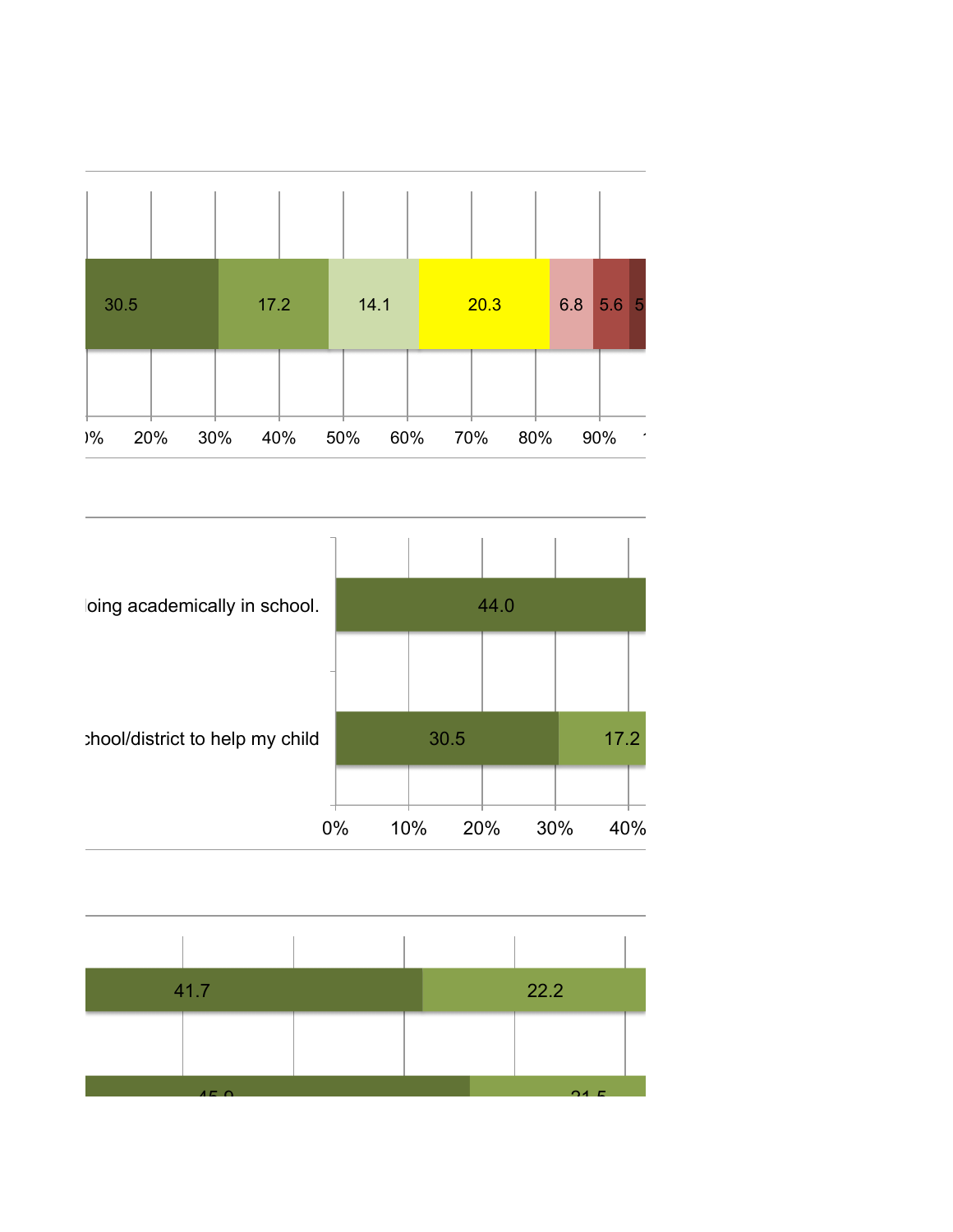30.5 17.2 14.1 20.3 6.8 5.6 5

0% 20% 30% 40% 50% 60% 70% 80% 90%

loing academically in school. 44.0

chool/district to help my child 30.5 17.2

0% 10% 20% 30% 40%

41.7 22.2

45.9 21.5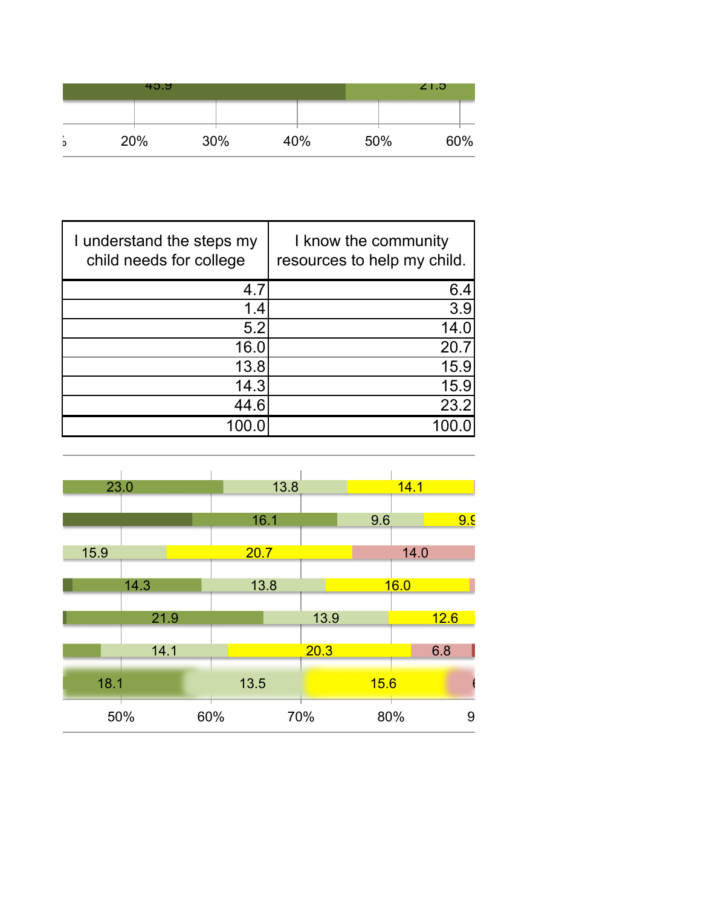| I understand the steps my child needs for college | I know the community resources to help my child. |
|---|---|
| 4.7 | 6.4 |
| 1.4 | 3.9 |
| 5.2 | 14.0 |
| 16.0 | 20.7 |
| 13.8 | 15.9 |
| 14.3 | 15.9 |
| 44.6 | 23.2 |
| 100.0 | 100.0 |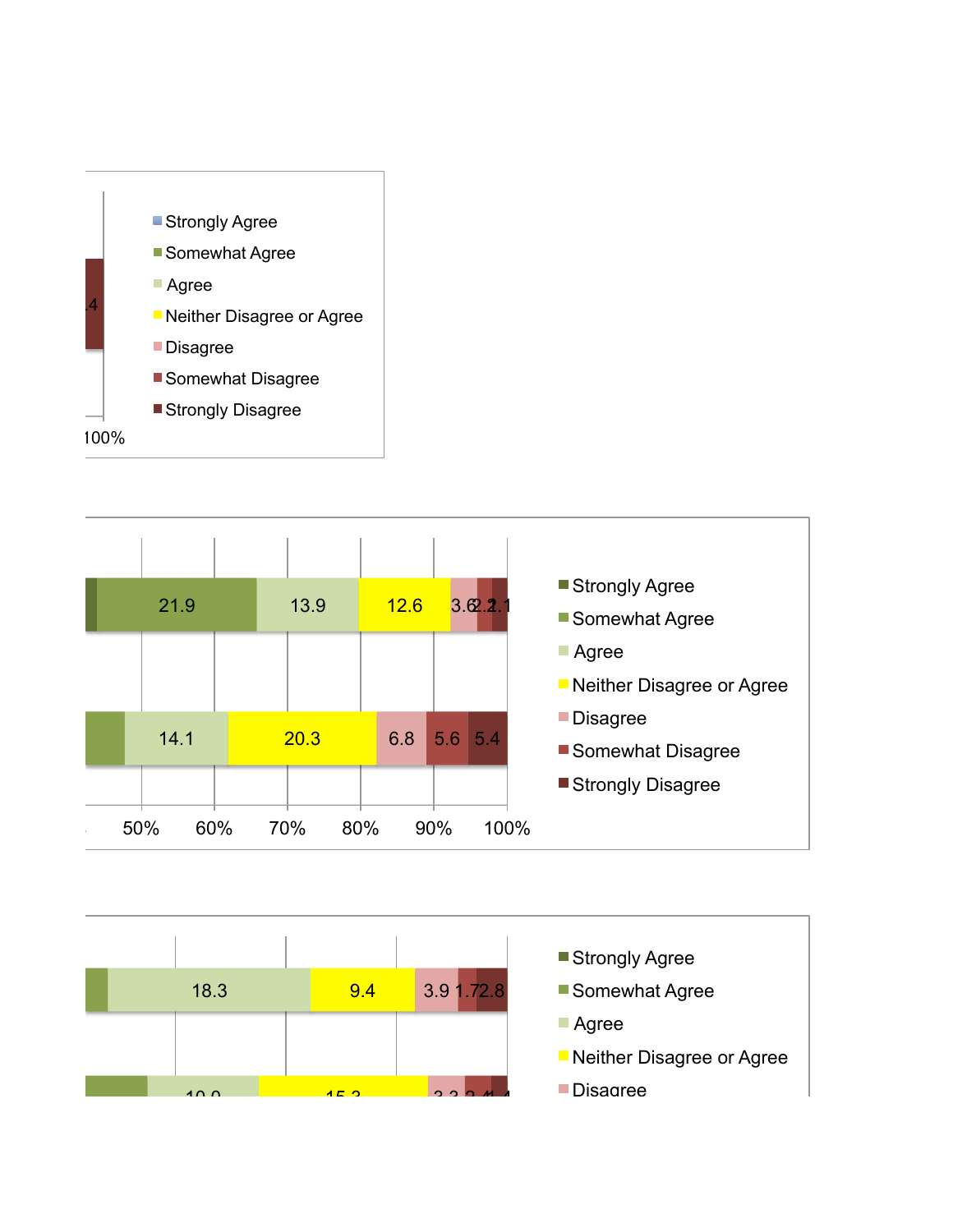.4

100%

Strongly Agree
Somewhat Agree
Agree
Neither Disagree or Agree
Disagree
Somewhat Disagree
Strongly Disagree

21.9 13.9 12.6 3.6 2.2 2.1

14.1 20.3 6.8 5.6 5.4

50% 60% 70% 80% 90% 100%

Strongly Agree
Somewhat Agree
Agree
Neither Disagree or Agree
Disagree
Somewhat Disagree
Strongly Disagree

18.3 9.4 3.9 1.7 2.8

10.0 15.3 3.3 2.4 1.4

Strongly Agree
Somewhat Agree
Agree
Neither Disagree or Agree
Disagree